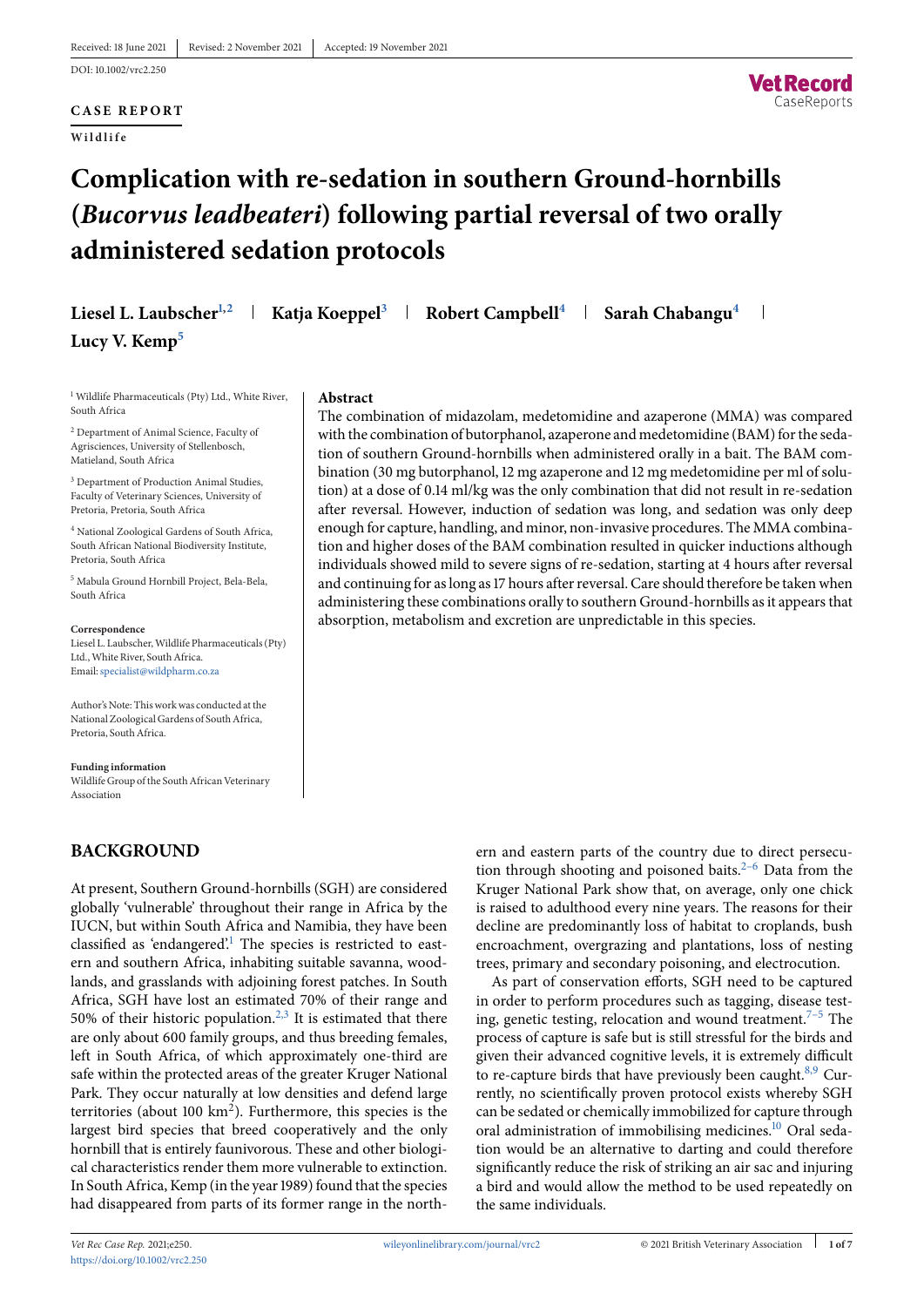Received: 18 June 2021 | Revised: 2 November 2021 | Accepted: 19 November 2021

DOI: 10.1002/vrc2.250

**CASE REPORT**

**Wildlife**

# Complication with re-sedation in southern Ground-hornbills (*Bucorvus leadbeateri*) following partial reversal of two orally administered sedation protocols

**Liesel L. Laubscher**[1,2] | **Katja Koeppel**[3] | **Robert Campbell**[4] | **Sarah Chabangu**[4] | **Lucy V. Kemp**[5]

[1] Wildlife Pharmaceuticals (Pty) Ltd., White River, South Africa

[2] Department of Animal Science, Faculty of Agrisciences, University of Stellenbosch, Matieland, South Africa

[3] Department of Production Animal Studies, Faculty of Veterinary Sciences, University of Pretoria, Pretoria, South Africa

[4] National Zoological Gardens of South Africa, South African National Biodiversity Institute, Pretoria, South Africa

[5] Mabula Ground Hornbill Project, Bela-Bela, South Africa

**Correspondence**
Liesel L. Laubscher, Wildlife Pharmaceuticals (Pty) Ltd., White River, South Africa.
Email: specialist@wildpharm.co.za

Author's Note: This work was conducted at the National Zoological Gardens of South Africa, Pretoria, South Africa.

**Funding information**
Wildlife Group of the South African Veterinary Association

**Abstract**

The combination of midazolam, medetomidine and azaperone (MMA) was compared with the combination of butorphanol, azaperone and medetomidine (BAM) for the sedation of southern Ground-hornbills when administered orally in a bait. The BAM combination (30 mg butorphanol, 12 mg azaperone and 12 mg medetomidine per ml of solution) at a dose of 0.14 ml/kg was the only combination that did not result in re-sedation after reversal. However, induction of sedation was long, and sedation was only deep enough for capture, handling, and minor, non-invasive procedures. The MMA combination and higher doses of the BAM combination resulted in quicker inductions although individuals showed mild to severe signs of re-sedation, starting at 4 hours after reversal and continuing for as long as 17 hours after reversal. Care should therefore be taken when administering these combinations orally to southern Ground-hornbills as it appears that absorption, metabolism and excretion are unpredictable in this species.

## BACKGROUND

At present, Southern Ground-hornbills (SGH) are considered globally 'vulnerable' throughout their range in Africa by the IUCN, but within South Africa and Namibia, they have been classified as 'endangered'.[1] The species is restricted to eastern and southern Africa, inhabiting suitable savanna, woodlands, and grasslands with adjoining forest patches. In South Africa, SGH have lost an estimated 70% of their range and 50% of their historic population.[2,3] It is estimated that there are only about 600 family groups, and thus breeding females, left in South Africa, of which approximately one-third are safe within the protected areas of the greater Kruger National Park. They occur naturally at low densities and defend large territories (about 100 km$^2$). Furthermore, this species is the largest bird species that breed cooperatively and the only hornbill that is entirely faunivorous. These and other biological characteristics render them more vulnerable to extinction. In South Africa, Kemp (in the year 1989) found that the species had disappeared from parts of its former range in the northern and eastern parts of the country due to direct persecution through shooting and poisoned baits.[2–6] Data from the Kruger National Park show that, on average, only one chick is raised to adulthood every nine years. The reasons for their decline are predominantly loss of habitat to croplands, bush encroachment, overgrazing and plantations, loss of nesting trees, primary and secondary poisoning, and electrocution.

As part of conservation efforts, SGH need to be captured in order to perform procedures such as tagging, disease testing, genetic testing, relocation and wound treatment.[7–5] The process of capture is safe but is still stressful for the birds and given their advanced cognitive levels, it is extremely difficult to re-capture birds that have previously been caught.[8,9] Currently, no scientifically proven protocol exists whereby SGH can be sedated or chemically immobilized for capture through oral administration of immobilising medicines.[10] Oral sedation would be an alternative to darting and could therefore significantly reduce the risk of striking an air sac and injuring a bird and would allow the method to be used repeatedly on the same individuals.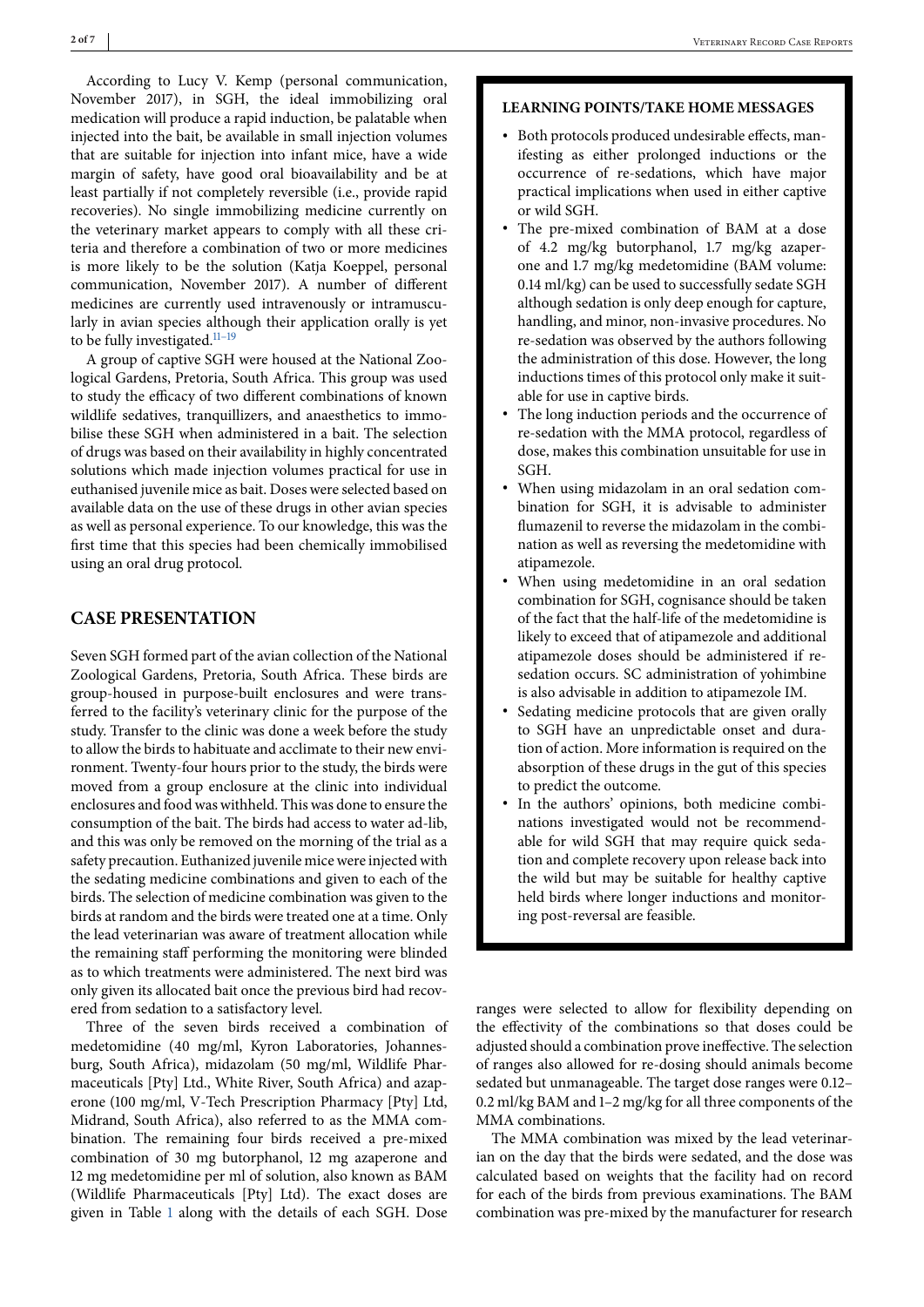According to Lucy V. Kemp (personal communication, November 2017), in SGH, the ideal immobilizing oral medication will produce a rapid induction, be palatable when injected into the bait, be available in small injection volumes that are suitable for injection into infant mice, have a wide margin of safety, have good oral bioavailability and be at least partially if not completely reversible (i.e., provide rapid recoveries). No single immobilizing medicine currently on the veterinary market appears to comply with all these criteria and therefore a combination of two or more medicines is more likely to be the solution (Katja Koeppel, personal communication, November 2017). A number of different medicines are currently used intravenously or intramuscularly in avian species although their application orally is yet to be fully investigated.[11–19]

A group of captive SGH were housed at the National Zoological Gardens, Pretoria, South Africa. This group was used to study the efficacy of two different combinations of known wildlife sedatives, tranquillizers, and anaesthetics to immobilise these SGH when administered in a bait. The selection of drugs was based on their availability in highly concentrated solutions which made injection volumes practical for use in euthanised juvenile mice as bait. Doses were selected based on available data on the use of these drugs in other avian species as well as personal experience. To our knowledge, this was the first time that this species had been chemically immobilised using an oral drug protocol.

## CASE PRESENTATION

Seven SGH formed part of the avian collection of the National Zoological Gardens, Pretoria, South Africa. These birds are group-housed in purpose-built enclosures and were transferred to the facility's veterinary clinic for the purpose of the study. Transfer to the clinic was done a week before the study to allow the birds to habituate and acclimate to their new environment. Twenty-four hours prior to the study, the birds were moved from a group enclosure at the clinic into individual enclosures and food was withheld. This was done to ensure the consumption of the bait. The birds had access to water ad-lib, and this was only be removed on the morning of the trial as a safety precaution. Euthanized juvenile mice were injected with the sedating medicine combinations and given to each of the birds. The selection of medicine combination was given to the birds at random and the birds were treated one at a time. Only the lead veterinarian was aware of treatment allocation while the remaining staff performing the monitoring were blinded as to which treatments were administered. The next bird was only given its allocated bait once the previous bird had recovered from sedation to a satisfactory level.

Three of the seven birds received a combination of medetomidine (40 mg/ml, Kyron Laboratories, Johannesburg, South Africa), midazolam (50 mg/ml, Wildlife Pharmaceuticals [Pty] Ltd., White River, South Africa) and azaperone (100 mg/ml, V-Tech Prescription Pharmacy [Pty] Ltd, Midrand, South Africa), also referred to as the MMA combination. The remaining four birds received a pre-mixed combination of 30 mg butorphanol, 12 mg azaperone and 12 mg medetomidine per ml of solution, also known as BAM (Wildlife Pharmaceuticals [Pty] Ltd). The exact doses are given in Table 1 along with the details of each SGH. Dose ranges were selected to allow for flexibility depending on the effectivity of the combinations so that doses could be adjusted should a combination prove ineffective. The selection of ranges also allowed for re-dosing should animals become sedated but unmanageable. The target dose ranges were 0.12–0.2 ml/kg BAM and 1–2 mg/kg for all three components of the MMA combinations.

The MMA combination was mixed by the lead veterinarian on the day that the birds were sedated, and the dose was calculated based on weights that the facility had on record for each of the birds from previous examinations. The BAM combination was pre-mixed by the manufacturer for research

**LEARNING POINTS/TAKE HOME MESSAGES**

- Both protocols produced undesirable effects, manifesting as either prolonged inductions or the occurrence of re-sedations, which have major practical implications when used in either captive or wild SGH.
- The pre-mixed combination of BAM at a dose of 4.2 mg/kg butorphanol, 1.7 mg/kg azaperone and 1.7 mg/kg medetomidine (BAM volume: 0.14 ml/kg) can be used to successfully sedate SGH although sedation is only deep enough for capture, handling, and minor, non-invasive procedures. No re-sedation was observed by the authors following the administration of this dose. However, the long inductions times of this protocol only make it suitable for use in captive birds.
- The long induction periods and the occurrence of re-sedation with the MMA protocol, regardless of dose, makes this combination unsuitable for use in SGH.
- When using midazolam in an oral sedation combination for SGH, it is advisable to administer flumazenil to reverse the midazolam in the combination as well as reversing the medetomidine with atipamezole.
- When using medetomidine in an oral sedation combination for SGH, cognisance should be taken of the fact that the half-life of the medetomidine is likely to exceed that of atipamezole and additional atipamezole doses should be administered if re-sedation occurs. SC administration of yohimbine is also advisable in addition to atipamezole IM.
- Sedating medicine protocols that are given orally to SGH have an unpredictable onset and duration of action. More information is required on the absorption of these drugs in the gut of this species to predict the outcome.
- In the authors' opinions, both medicine combinations investigated would not be recommendable for wild SGH that may require quick sedation and complete recovery upon release back into the wild but may be suitable for healthy captive held birds where longer inductions and monitoring post-reversal are feasible.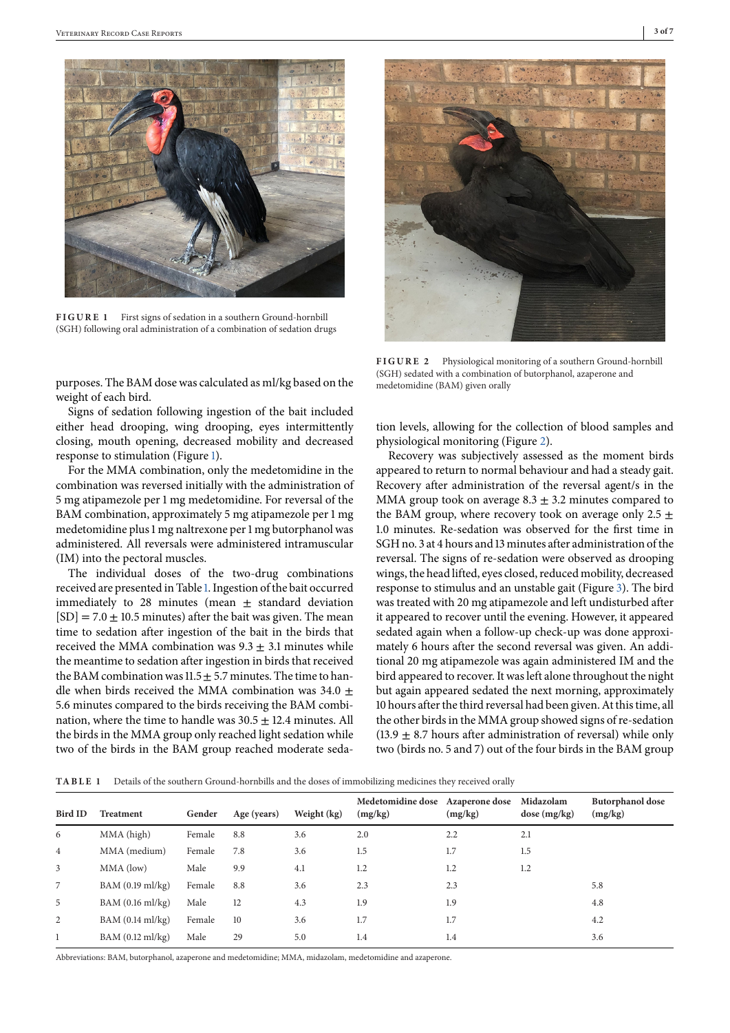FIGURE 1 First signs of sedation in a southern Ground-hornbill (SGH) following oral administration of a combination of sedation drugs

FIGURE 2 Physiological monitoring of a southern Ground-hornbill (SGH) sedated with a combination of butorphanol, azaperone and medetomidine (BAM) given orally

purposes. The BAM dose was calculated as ml/kg based on the weight of each bird.

Signs of sedation following ingestion of the bait included either head drooping, wing drooping, eyes intermittently closing, mouth opening, decreased mobility and decreased response to stimulation (Figure 1).

For the MMA combination, only the medetomidine in the combination was reversed initially with the administration of 5 mg atipamezole per 1 mg medetomidine. For reversal of the BAM combination, approximately 5 mg atipamezole per 1 mg medetomidine plus 1 mg naltrexone per 1 mg butorphanol was administered. All reversals were administered intramuscular (IM) into the pectoral muscles.

The individual doses of the two-drug combinations received are presented in Table 1. Ingestion of the bait occurred immediately to 28 minutes (mean $\pm$ standard deviation [SD] $= 7.0 \pm 10.5$ minutes) after the bait was given. The mean time to sedation after ingestion of the bait in the birds that received the MMA combination was $9.3 \pm 3.1$ minutes while the meantime to sedation after ingestion in birds that received the BAM combination was $11.5 \pm 5.7$ minutes. The time to handle when birds received the MMA combination was $34.0 \pm 5.6$ minutes compared to the birds receiving the BAM combination, where the time to handle was $30.5 \pm 12.4$ minutes. All the birds in the MMA group only reached light sedation while two of the birds in the BAM group reached moderate sedation levels, allowing for the collection of blood samples and physiological monitoring (Figure 2).

Recovery was subjectively assessed as the moment birds appeared to return to normal behaviour and had a steady gait. Recovery after administration of the reversal agent/s in the MMA group took on average $8.3 \pm 3.2$ minutes compared to the BAM group, where recovery took on average only $2.5 \pm 1.0$ minutes. Re-sedation was observed for the first time in SGH no. 3 at 4 hours and 13 minutes after administration of the reversal. The signs of re-sedation were observed as drooping wings, the head lifted, eyes closed, reduced mobility, decreased response to stimulus and an unstable gait (Figure 3). The bird was treated with 20 mg atipamezole and left undisturbed after it appeared to recover until the evening. However, it appeared sedated again when a follow-up check-up was done approximately 6 hours after the second reversal was given. An additional 20 mg atipamezole was again administered IM and the bird appeared to recover. It was left alone throughout the night but again appeared sedated the next morning, approximately 10 hours after the third reversal had been given. At this time, all the other birds in the MMA group showed signs of re-sedation ($13.9 \pm 8.7$ hours after administration of reversal) while only two (birds no. 5 and 7) out of the four birds in the BAM group

TABLE 1 Details of the southern Ground-hornbills and the doses of immobilizing medicines they received orally

| Bird ID | Treatment | Gender | Age (years) | Weight (kg) | Medetomidine dose (mg/kg) | Azaperone dose (mg/kg) | Midazolam dose (mg/kg) | Butorphanol dose (mg/kg) |
|---|---|---|---|---|---|---|---|---|
| 6 | MMA (high) | Female | 8.8 | 3.6 | 2.0 | 2.2 | 2.1 | |
| 4 | MMA (medium) | Female | 7.8 | 3.6 | 1.5 | 1.7 | 1.5 | |
| 3 | MMA (low) | Male | 9.9 | 4.1 | 1.2 | 1.2 | 1.2 | |
| 7 | BAM (0.19 ml/kg) | Female | 8.8 | 3.6 | 2.3 | 2.3 | | 5.8 |
| 5 | BAM (0.16 ml/kg) | Male | 12 | 4.3 | 1.9 | 1.9 | | 4.8 |
| 2 | BAM (0.14 ml/kg) | Female | 10 | 3.6 | 1.7 | 1.7 | | 4.2 |
| 1 | BAM (0.12 ml/kg) | Male | 29 | 5.0 | 1.4 | 1.4 | | 3.6 |

Abbreviations: BAM, butorphanol, azaperone and medetomidine; MMA, midazolam, medetomidine and azaperone.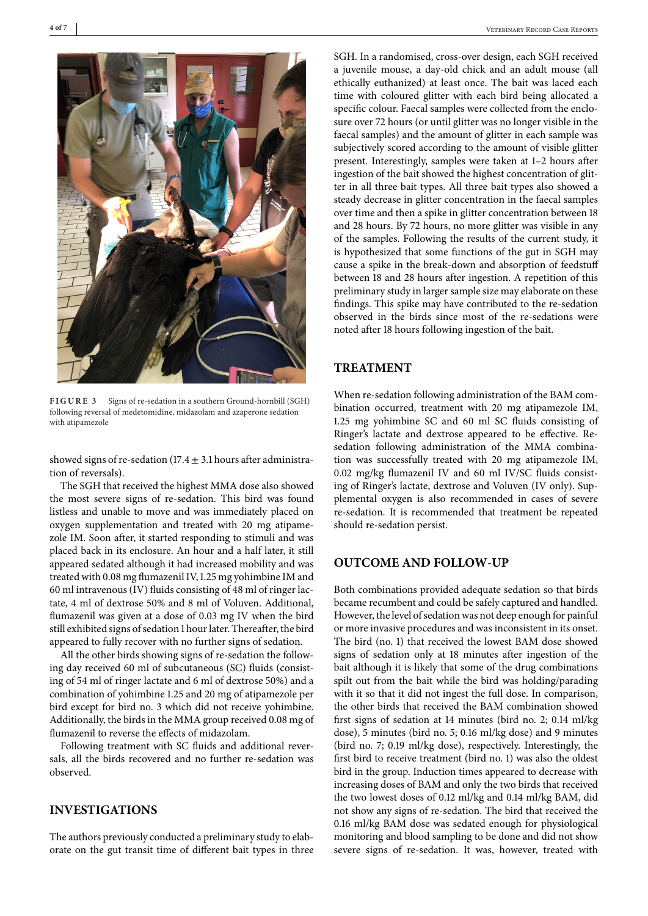FIGURE 3 Signs of re-sedation in a southern Ground-hornbill (SGH) following reversal of medetomidine, midazolam and azaperone sedation with atipamezole

showed signs of re-sedation (17.4 ± 3.1 hours after administration of reversals).

The SGH that received the highest MMA dose also showed the most severe signs of re-sedation. This bird was found listless and unable to move and was immediately placed on oxygen supplementation and treated with 20 mg atipamezole IM. Soon after, it started responding to stimuli and was placed back in its enclosure. An hour and a half later, it still appeared sedated although it had increased mobility and was treated with 0.08 mg flumazenil IV, 1.25 mg yohimbine IM and 60 ml intravenous (IV) fluids consisting of 48 ml of ringer lactate, 4 ml of dextrose 50% and 8 ml of Voluven. Additional, flumazenil was given at a dose of 0.03 mg IV when the bird still exhibited signs of sedation 1 hour later. Thereafter, the bird appeared to fully recover with no further signs of sedation.

All the other birds showing signs of re-sedation the following day received 60 ml of subcutaneous (SC) fluids (consisting of 54 ml of ringer lactate and 6 ml of dextrose 50%) and a combination of yohimbine 1.25 and 20 mg of atipamezole per bird except for bird no. 3 which did not receive yohimbine. Additionally, the birds in the MMA group received 0.08 mg of flumazenil to reverse the effects of midazolam.

Following treatment with SC fluids and additional reversals, all the birds recovered and no further re-sedation was observed.

## INVESTIGATIONS

The authors previously conducted a preliminary study to elaborate on the gut transit time of different bait types in three SGH. In a randomised, cross-over design, each SGH received a juvenile mouse, a day-old chick and an adult mouse (all ethically euthanized) at least once. The bait was laced each time with coloured glitter with each bird being allocated a specific colour. Faecal samples were collected from the enclosure over 72 hours (or until glitter was no longer visible in the faecal samples) and the amount of glitter in each sample was subjectively scored according to the amount of visible glitter present. Interestingly, samples were taken at 1–2 hours after ingestion of the bait showed the highest concentration of glitter in all three bait types. All three bait types also showed a steady decrease in glitter concentration in the faecal samples over time and then a spike in glitter concentration between 18 and 28 hours. By 72 hours, no more glitter was visible in any of the samples. Following the results of the current study, it is hypothesized that some functions of the gut in SGH may cause a spike in the break-down and absorption of feedstuff between 18 and 28 hours after ingestion. A repetition of this preliminary study in larger sample size may elaborate on these findings. This spike may have contributed to the re-sedation observed in the birds since most of the re-sedations were noted after 18 hours following ingestion of the bait.

## TREATMENT

When re-sedation following administration of the BAM combination occurred, treatment with 20 mg atipamezole IM, 1.25 mg yohimbine SC and 60 ml SC fluids consisting of Ringer's lactate and dextrose appeared to be effective. Re-sedation following administration of the MMA combination was successfully treated with 20 mg atipamezole IM, 0.02 mg/kg flumazenil IV and 60 ml IV/SC fluids consisting of Ringer's lactate, dextrose and Voluven (IV only). Supplemental oxygen is also recommended in cases of severe re-sedation. It is recommended that treatment be repeated should re-sedation persist.

## OUTCOME AND FOLLOW-UP

Both combinations provided adequate sedation so that birds became recumbent and could be safely captured and handled. However, the level of sedation was not deep enough for painful or more invasive procedures and was inconsistent in its onset. The bird (no. 1) that received the lowest BAM dose showed signs of sedation only at 18 minutes after ingestion of the bait although it is likely that some of the drug combinations spilt out from the bait while the bird was holding/parading with it so that it did not ingest the full dose. In comparison, the other birds that received the BAM combination showed first signs of sedation at 14 minutes (bird no. 2; 0.14 ml/kg dose), 5 minutes (bird no. 5; 0.16 ml/kg dose) and 9 minutes (bird no. 7; 0.19 ml/kg dose), respectively. Interestingly, the first bird to receive treatment (bird no. 1) was also the oldest bird in the group. Induction times appeared to decrease with increasing doses of BAM and only the two birds that received the two lowest doses of 0.12 ml/kg and 0.14 ml/kg BAM, did not show any signs of re-sedation. The bird that received the 0.16 ml/kg BAM dose was sedated enough for physiological monitoring and blood sampling to be done and did not show severe signs of re-sedation. It was, however, treated with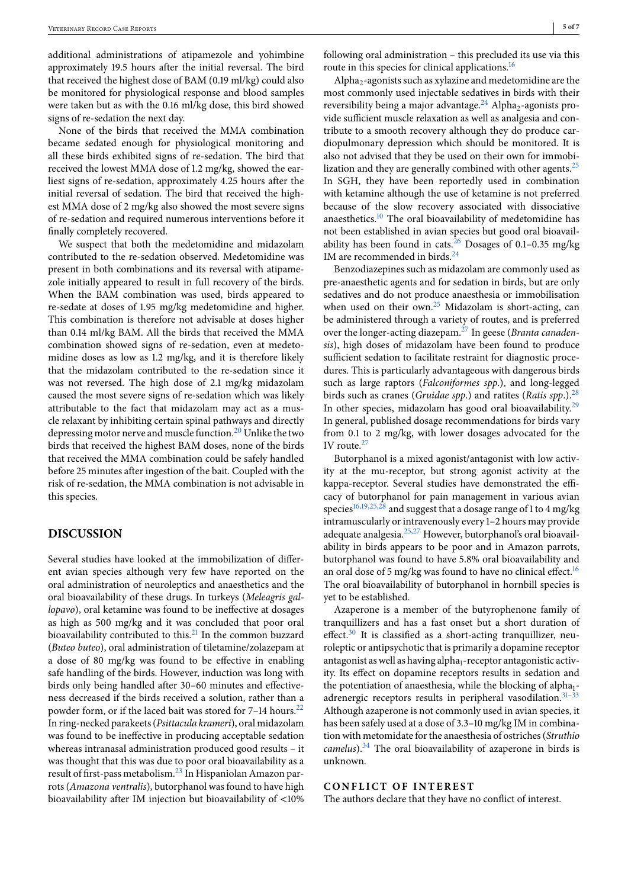additional administrations of atipamezole and yohimbine approximately 19.5 hours after the initial reversal. The bird that received the highest dose of BAM (0.19 ml/kg) could also be monitored for physiological response and blood samples were taken but as with the 0.16 ml/kg dose, this bird showed signs of re-sedation the next day.

None of the birds that received the MMA combination became sedated enough for physiological monitoring and all these birds exhibited signs of re-sedation. The bird that received the lowest MMA dose of 1.2 mg/kg, showed the earliest signs of re-sedation, approximately 4.25 hours after the initial reversal of sedation. The bird that received the highest MMA dose of 2 mg/kg also showed the most severe signs of re-sedation and required numerous interventions before it finally completely recovered.

We suspect that both the medetomidine and midazolam contributed to the re-sedation observed. Medetomidine was present in both combinations and its reversal with atipamezole initially appeared to result in full recovery of the birds. When the BAM combination was used, birds appeared to re-sedate at doses of 1.95 mg/kg medetomidine and higher. This combination is therefore not advisable at doses higher than 0.14 ml/kg BAM. All the birds that received the MMA combination showed signs of re-sedation, even at medetomidine doses as low as 1.2 mg/kg, and it is therefore likely that the midazolam contributed to the re-sedation since it was not reversed. The high dose of 2.1 mg/kg midazolam caused the most severe signs of re-sedation which was likely attributable to the fact that midazolam may act as a muscle relaxant by inhibiting certain spinal pathways and directly depressing motor nerve and muscle function.[20] Unlike the two birds that received the highest BAM doses, none of the birds that received the MMA combination could be safely handled before 25 minutes after ingestion of the bait. Coupled with the risk of re-sedation, the MMA combination is not advisable in this species.

## DISCUSSION

Several studies have looked at the immobilization of different avian species although very few have reported on the oral administration of neuroleptics and anaesthetics and the oral bioavailability of these drugs. In turkeys (*Meleagris gallopavo*), oral ketamine was found to be ineffective at dosages as high as 500 mg/kg and it was concluded that poor oral bioavailability contributed to this.[21] In the common buzzard (*Buteo buteo*), oral administration of tiletamine/zolazepam at a dose of 80 mg/kg was found to be effective in enabling safe handling of the birds. However, induction was long with birds only being handled after 30–60 minutes and effectiveness decreased if the birds received a solution, rather than a powder form, or if the laced bait was stored for 7–14 hours.[22] In ring-necked parakeets (*Psittacula krameri*), oral midazolam was found to be ineffective in producing acceptable sedation whereas intranasal administration produced good results – it was thought that this was due to poor oral bioavailability as a result of first-pass metabolism.[23] In Hispaniolan Amazon parrots (*Amazona ventralis*), butorphanol was found to have high bioavailability after IM injection but bioavailability of <10% following oral administration – this precluded its use via this route in this species for clinical applications.[16]

Alpha$_2$-agonists such as xylazine and medetomidine are the most commonly used injectable sedatives in birds with their reversibility being a major advantage.[24] Alpha$_2$-agonists provide sufficient muscle relaxation as well as analgesia and contribute to a smooth recovery although they do produce cardiopulmonary depression which should be monitored. It is also not advised that they be used on their own for immobilization and they are generally combined with other agents.[25] In SGH, they have been reportedly used in combination with ketamine although the use of ketamine is not preferred because of the slow recovery associated with dissociative anaesthetics.[10] The oral bioavailability of medetomidine has not been established in avian species but good oral bioavailability has been found in cats.[26] Dosages of 0.1–0.35 mg/kg IM are recommended in birds.[24]

Benzodiazepines such as midazolam are commonly used as pre-anaesthetic agents and for sedation in birds, but are only sedatives and do not produce anaesthesia or immobilisation when used on their own.[25] Midazolam is short-acting, can be administered through a variety of routes, and is preferred over the longer-acting diazepam.[27] In geese (*Branta canadensis*), high doses of midazolam have been found to produce sufficient sedation to facilitate restraint for diagnostic procedures. This is particularly advantageous with dangerous birds such as large raptors (*Falconiformes spp.*), and long-legged birds such as cranes (*Gruidae spp.*) and ratites (*Ratis spp.*).[28] In other species, midazolam has good oral bioavailability.[29] In general, published dosage recommendations for birds vary from 0.1 to 2 mg/kg, with lower dosages advocated for the IV route.[27]

Butorphanol is a mixed agonist/antagonist with low activity at the mu-receptor, but strong agonist activity at the kappa-receptor. Several studies have demonstrated the efficacy of butorphanol for pain management in various avian species[16,19,25,28] and suggest that a dosage range of 1 to 4 mg/kg intramuscularly or intravenously every 1–2 hours may provide adequate analgesia.[25,27] However, butorphanol's oral bioavailability in birds appears to be poor and in Amazon parrots, butorphanol was found to have 5.8% oral bioavailability and an oral dose of 5 mg/kg was found to have no clinical effect.[16] The oral bioavailability of butorphanol in hornbill species is yet to be established.

Azaperone is a member of the butyrophenone family of tranquillizers and has a fast onset but a short duration of effect.[30] It is classified as a short-acting tranquillizer, neuroleptic or antipsychotic that is primarily a dopamine receptor antagonist as well as having alpha$_1$-receptor antagonistic activity. Its effect on dopamine receptors results in sedation and the potentiation of anaesthesia, while the blocking of alpha$_1$-adrenergic receptors results in peripheral vasodilation.[31–33] Although azaperone is not commonly used in avian species, it has been safely used at a dose of 3.3–10 mg/kg IM in combination with metomidate for the anaesthesia of ostriches (*Struthio camelus*).[34] The oral bioavailability of azaperone in birds is unknown.

### CONFLICT OF INTEREST

The authors declare that they have no conflict of interest.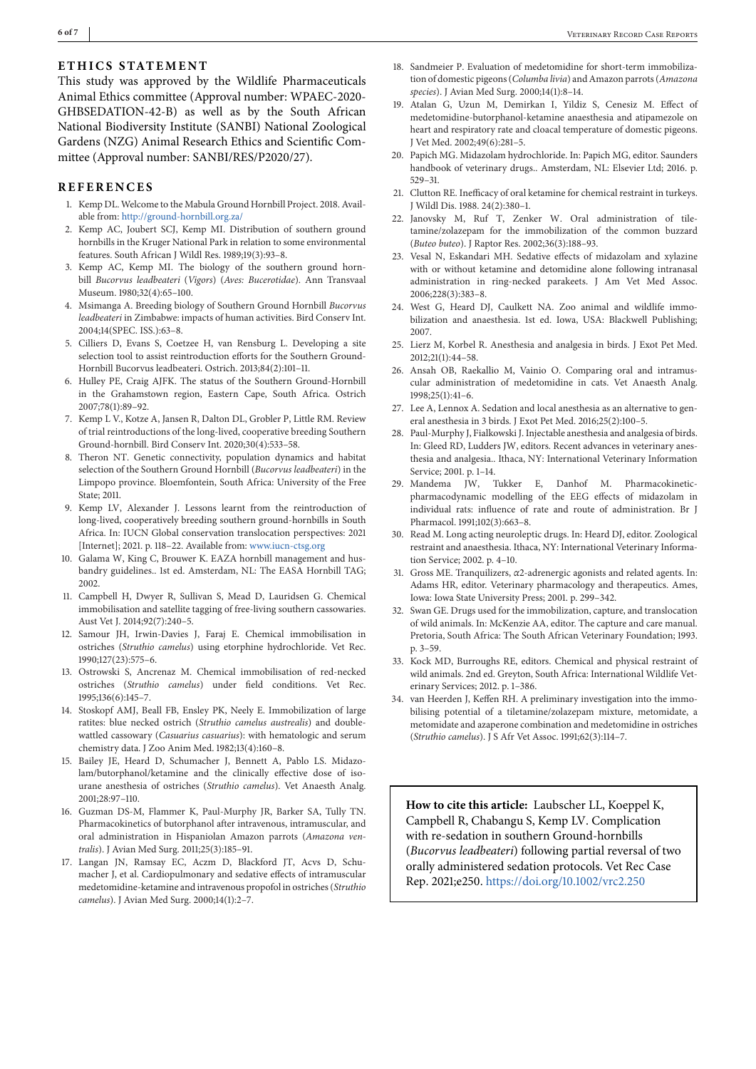## ETHICS STATEMENT

This study was approved by the Wildlife Pharmaceuticals Animal Ethics committee (Approval number: WPAEC-2020-GHBSEDATION-42-B) as well as by the South African National Biodiversity Institute (SANBI) National Zoological Gardens (NZG) Animal Research Ethics and Scientific Committee (Approval number: SANBI/RES/P2020/27).

## REFERENCES

1. Kemp DL. Welcome to the Mabula Ground Hornbill Project. 2018. Available from: http://ground-hornbill.org.za/
2. Kemp AC, Joubert SCJ, Kemp MI. Distribution of southern ground hornbills in the Kruger National Park in relation to some environmental features. South African J Wildl Res. 1989;19(3):93–8.
3. Kemp AC, Kemp MI. The biology of the southern ground hornbill *Bucorvus leadbeateri* (*Vigors*) (*Aves: Bucerotidae*). Ann Transvaal Museum. 1980;32(4):65–100.
4. Msimanga A. Breeding biology of Southern Ground Hornbill *Bucorvus leadbeateri* in Zimbabwe: impacts of human activities. Bird Conserv Int. 2004;14(SPEC. ISS.):63–8.
5. Cilliers D, Evans S, Coetzee H, van Rensburg L. Developing a site selection tool to assist reintroduction efforts for the Southern Ground-Hornbill Bucorvus leadbeateri. Ostrich. 2013;84(2):101–11.
6. Hulley PE, Craig AJFK. The status of the Southern Ground-Hornbill in the Grahamstown region, Eastern Cape, South Africa. Ostrich 2007;78(1):89–92.
7. Kemp L V., Kotze A, Jansen R, Dalton DL, Grobler P, Little RM. Review of trial reintroductions of the long-lived, cooperative breeding Southern Ground-hornbill. Bird Conserv Int. 2020;30(4):533–58.
8. Theron NT. Genetic connectivity, population dynamics and habitat selection of the Southern Ground Hornbill (*Bucorvus leadbeateri*) in the Limpopo province. Bloemfontein, South Africa: University of the Free State; 2011.
9. Kemp LV, Alexander J. Lessons learnt from the reintroduction of long-lived, cooperatively breeding southern ground-hornbills in South Africa. In: IUCN Global conservation translocation perspectives: 2021 [Internet]; 2021. p. 118–22. Available from: www.iucn-ctsg.org
10. Galama W, King C, Brouwer K. EAZA hornbill management and husbandry guidelines.. 1st ed. Amsterdam, NL: The EASA Hornbill TAG; 2002.
11. Campbell H, Dwyer R, Sullivan S, Mead D, Lauridsen G. Chemical immobilisation and satellite tagging of free-living southern cassowaries. Aust Vet J. 2014;92(7):240–5.
12. Samour JH, Irwin-Davies J, Faraj E. Chemical immobilisation in ostriches (*Struthio camelus*) using etorphine hydrochloride. Vet Rec. 1990;127(23):575–6.
13. Ostrowski S, Ancrenaz M. Chemical immobilisation of red-necked ostriches (*Struthio camelus*) under field conditions. Vet Rec. 1995;136(6):145–7.
14. Stoskopf AMJ, Beall FB, Ensley PK, Neely E. Immobilization of large ratites: blue necked ostrich (*Struthio camelus austrealis*) and double-wattled cassowary (*Casuarius casuarius*): with hematologic and serum chemistry data. J Zoo Anim Med. 1982;13(4):160–8.
15. Bailey JE, Heard D, Schumacher J, Bennett A, Pablo LS. Midazolam/butorphanol/ketamine and the clinically effective dose of isourane anesthesia of ostriches (*Struthio camelus*). Vet Anaesth Analg. 2001;28:97–110.
16. Guzman DS-M, Flammer K, Paul-Murphy JR, Barker SA, Tully TN. Pharmacokinetics of butorphanol after intravenous, intramuscular, and oral administration in Hispaniolan Amazon parrots (*Amazona ventralis*). J Avian Med Surg. 2011;25(3):185–91.
17. Langan JN, Ramsay EC, Aczm D, Blackford JT, Acvs D, Schumacher J, et al. Cardiopulmonary and sedative effects of intramuscular medetomidine-ketamine and intravenous propofol in ostriches (*Struthio camelus*). J Avian Med Surg. 2000;14(1):2–7.
18. Sandmeier P. Evaluation of medetomidine for short-term immobilization of domestic pigeons (*Columba livia*) and Amazon parrots (*Amazona species*). J Avian Med Surg. 2000;14(1):8–14.
19. Atalan G, Uzun M, Demirkan I, Yildiz S, Cenesiz M. Effect of medetomidine-butorphanol-ketamine anaesthesia and atipamezole on heart and respiratory rate and cloacal temperature of domestic pigeons. J Vet Med. 2002;49(6):281–5.
20. Papich MG. Midazolam hydrochloride. In: Papich MG, editor. Saunders handbook of veterinary drugs.. Amsterdam, NL: Elsevier Ltd; 2016. p. 529–31.
21. Clutton RE. Inefficacy of oral ketamine for chemical restraint in turkeys. J Wildl Dis. 1988. 24(2):380–1.
22. Janovsky M, Ruf T, Zenker W. Oral administration of tiletamine/zolazepam for the immobilization of the common buzzard (*Buteo buteo*). J Raptor Res. 2002;36(3):188–93.
23. Vesal N, Eskandari MH. Sedative effects of midazolam and xylazine with or without ketamine and detomidine alone following intranasal administration in ring-necked parakeets. J Am Vet Med Assoc. 2006;228(3):383–8.
24. West G, Heard DJ, Caulkett NA. Zoo animal and wildlife immobilization and anaesthesia. 1st ed. Iowa, USA: Blackwell Publishing; 2007.
25. Lierz M, Korbel R. Anesthesia and analgesia in birds. J Exot Pet Med. 2012;21(1):44–58.
26. Ansah OB, Raekallio M, Vainio O. Comparing oral and intramuscular administration of medetomidine in cats. Vet Anaesth Analg. 1998;25(1):41–6.
27. Lee A, Lennox A. Sedation and local anesthesia as an alternative to general anesthesia in 3 birds. J Exot Pet Med. 2016;25(2):100–5.
28. Paul-Murphy J, Fialkowski J. Injectable anesthesia and analgesia of birds. In: Gleed RD, Ludders JW, editors. Recent advances in veterinary anesthesia and analgesia.. Ithaca, NY: International Veterinary Information Service; 2001. p. 1–14.
29. Mandema JW, Tukker E, Danhof M. Pharmacokinetic-pharmacodynamic modelling of the EEG effects of midazolam in individual rats: influence of rate and route of administration. Br J Pharmacol. 1991;102(3):663–8.
30. Read M. Long acting neuroleptic drugs. In: Heard DJ, editor. Zoological restraint and anaesthesia. Ithaca, NY: International Veterinary Information Service; 2002. p. 4–10.
31. Gross ME. Tranquilizers, $\alpha 2$-adrenergic agonists and related agents. In: Adams HR, editor. Veterinary pharmacology and therapeutics. Ames, Iowa: Iowa State University Press; 2001. p. 299–342.
32. Swan GE. Drugs used for the immobilization, capture, and translocation of wild animals. In: McKenzie AA, editor. The capture and care manual. Pretoria, South Africa: The South African Veterinary Foundation; 1993. p. 3–59.
33. Kock MD, Burroughs RE, editors. Chemical and physical restraint of wild animals. 2nd ed. Greyton, South Africa: International Wildlife Veterinary Services; 2012. p. 1–386.
34. van Heerden J, Keffen RH. A preliminary investigation into the immobilising potential of a tiletamine/zolazepam mixture, metomidate, a metomidate and azaperone combination and medetomidine in ostriches (*Struthio camelus*). J S Afr Vet Assoc. 1991;62(3):114–7.

**How to cite this article:** Laubscher LL, Koeppel K, Campbell R, Chabangu S, Kemp LV. Complication with re-sedation in southern Ground-hornbills (*Bucorvus leadbeateri*) following partial reversal of two orally administered sedation protocols. Vet Rec Case Rep. 2021;e250. https://doi.org/10.1002/vrc2.250